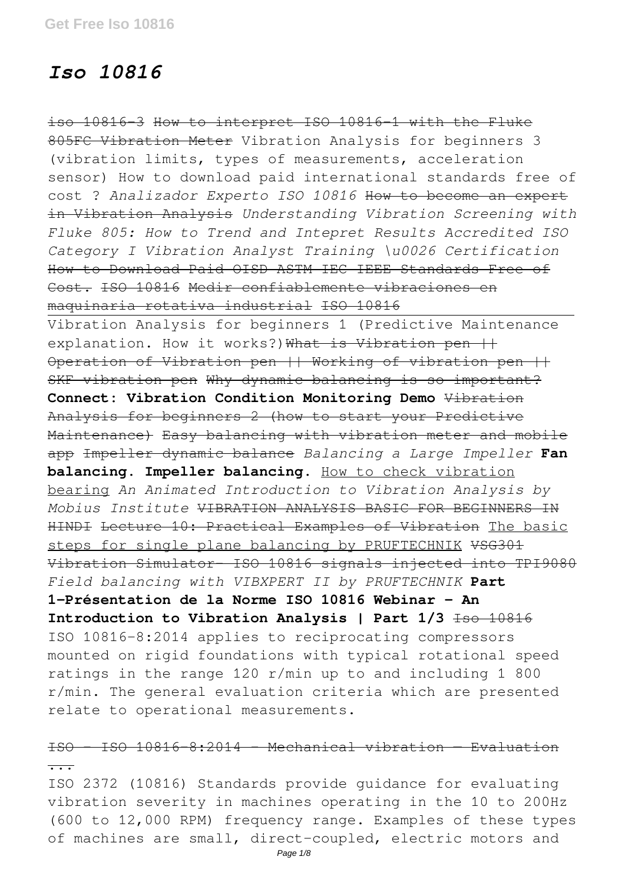# *Iso 10816*

~~iso 10816-3~~ ~~How to interpret ISO 10816-1 with the Fluke 805FC Vibration Meter~~ Vibration Analysis for beginners 3 (vibration limits, types of measurements, acceleration sensor) How to download paid international standards free of cost ? *Analizador Experto ISO 10816* ~~How to become an expert in Vibration Analysis~~ *Understanding Vibration Screening with Fluke 805: How to Trend and Intepret Results Accredited ISO Category I Vibration Analyst Training \u0026 Certification* ~~How to Download Paid OISD ASTM IEC IEEE Standards Free of Cost.~~ ~~ISO 10816 Medir confiablemente vibraciones en maquinaria rotativa industrial~~ ~~ISO 10816~~

Vibration Analysis for beginners 1 (Predictive Maintenance explanation. How it works?) ~~What is Vibration pen || Operation of Vibration pen || Working of vibration pen || SKF vibration pen~~ ~~Why dynamic balancing is so important?~~ **Connect: Vibration Condition Monitoring Demo** ~~Vibration Analysis for beginners 2 (how to start your Predictive Maintenance)~~ ~~Easy balancing with vibration meter and mobile app~~ ~~Impeller dynamic balance~~ *Balancing a Large Impeller* **Fan balancing. Impeller balancing.** How to check vibration bearing *An Animated Introduction to Vibration Analysis by Mobius Institute* ~~VIBRATION ANALYSIS BASIC FOR BEGINNERS IN HINDI~~ ~~Lecture 10: Practical Examples of Vibration~~ The basic steps for single plane balancing by PRUFTECHNIK ~~VSG301 Vibration Simulator- ISO 10816 signals injected into TPI9080~~ *Field balancing with VIBXPERT II by PRUFTECHNIK* **Part 1-Présentation de la Norme ISO 10816 Webinar - An Introduction to Vibration Analysis | Part 1/3** ~~Iso 10816~~

ISO 10816-8:2014 applies to reciprocating compressors mounted on rigid foundations with typical rotational speed ratings in the range 120 r/min up to and including 1 800 r/min. The general evaluation criteria which are presented relate to operational measurements.

## ~~ISO - ISO 10816-8:2014 - Mechanical vibration — Evaluation ...~~

ISO 2372 (10816) Standards provide guidance for evaluating vibration severity in machines operating in the 10 to 200Hz (600 to 12,000 RPM) frequency range. Examples of these types of machines are small, direct-coupled, electric motors and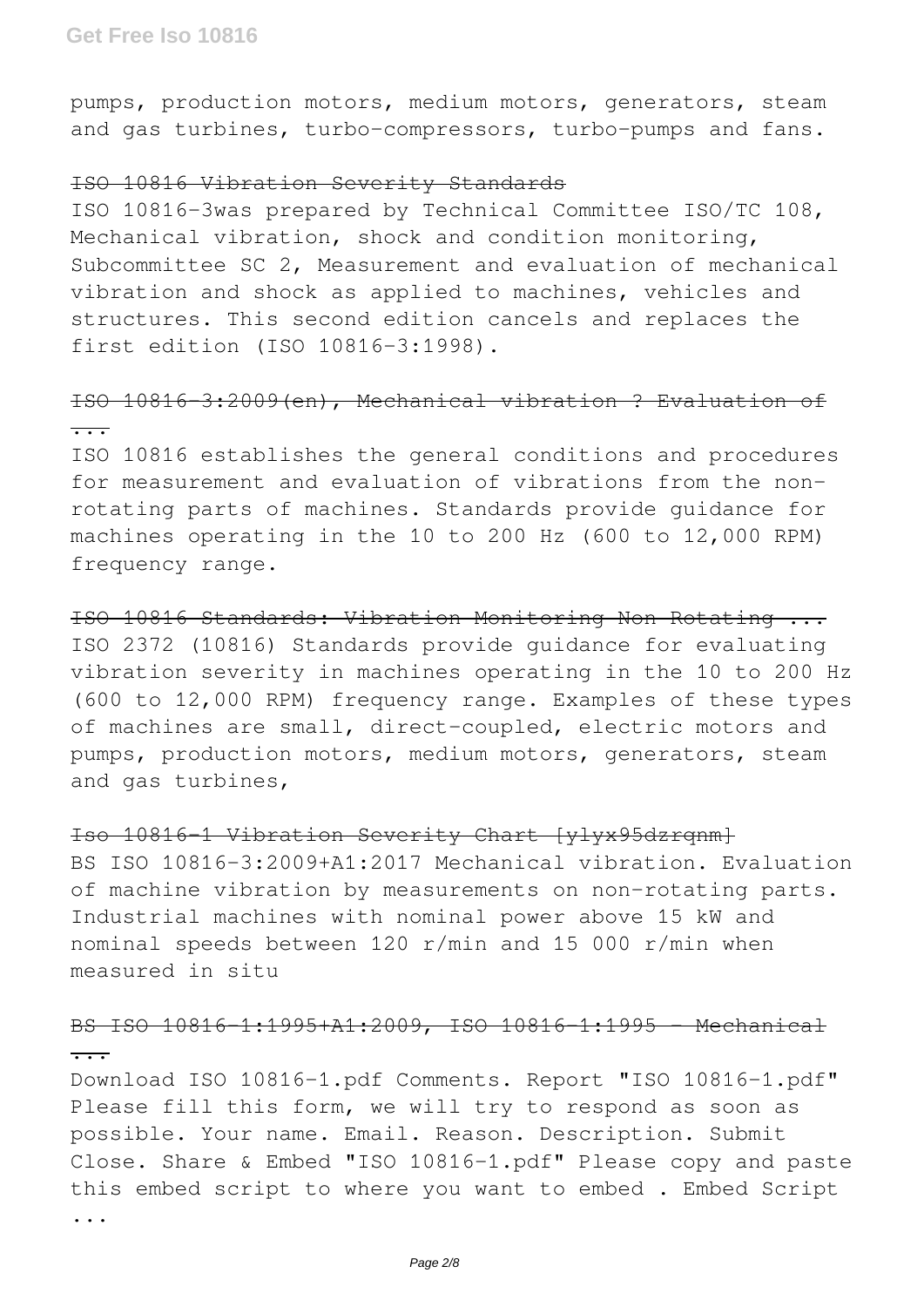pumps, production motors, medium motors, generators, steam and gas turbines, turbo-compressors, turbo-pumps and fans.

~~ISO 10816 Vibration Severity Standards~~

ISO 10816-3was prepared by Technical Committee ISO/TC 108, Mechanical vibration, shock and condition monitoring, Subcommittee SC 2, Measurement and evaluation of mechanical vibration and shock as applied to machines, vehicles and structures. This second edition cancels and replaces the first edition (ISO 10816-3:1998).

~~ISO 10816-3:2009(en), Mechanical vibration ? Evaluation of ...~~

ISO 10816 establishes the general conditions and procedures for measurement and evaluation of vibrations from the non-rotating parts of machines. Standards provide guidance for machines operating in the 10 to 200 Hz (600 to 12,000 RPM) frequency range.

~~ISO 10816 Standards: Vibration Monitoring Non-Rotating ...~~

ISO 2372 (10816) Standards provide guidance for evaluating vibration severity in machines operating in the 10 to 200 Hz (600 to 12,000 RPM) frequency range. Examples of these types of machines are small, direct-coupled, electric motors and pumps, production motors, medium motors, generators, steam and gas turbines,

~~Iso 10816-1 Vibration Severity Chart [ylyx95dzrqnm]~~

BS ISO 10816-3:2009+A1:2017 Mechanical vibration. Evaluation of machine vibration by measurements on non-rotating parts. Industrial machines with nominal power above 15 kW and nominal speeds between 120 r/min and 15 000 r/min when measured in situ

~~BS ISO 10816-1:1995+A1:2009, ISO 10816-1:1995 - Mechanical ...~~

Download ISO 10816-1.pdf Comments. Report "ISO 10816-1.pdf" Please fill this form, we will try to respond as soon as possible. Your name. Email. Reason. Description. Submit Close. Share & Embed "ISO 10816-1.pdf" Please copy and paste this embed script to where you want to embed . Embed Script ...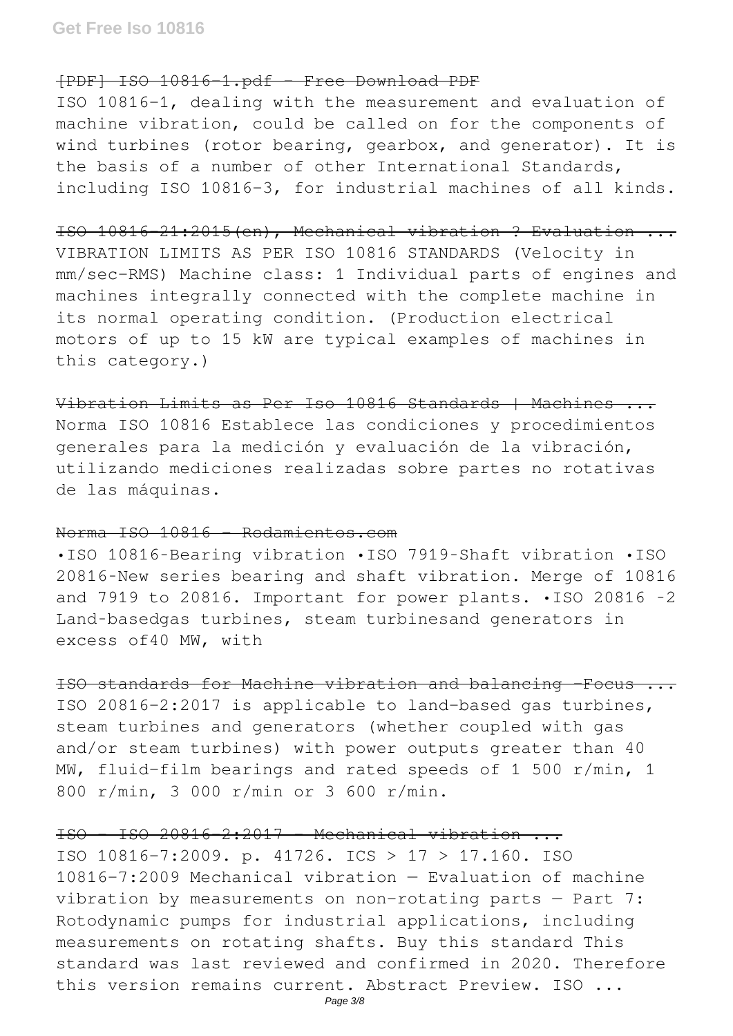~~[PDF] ISO 10816-1.pdf - Free Download PDF~~

ISO 10816-1, dealing with the measurement and evaluation of machine vibration, could be called on for the components of wind turbines (rotor bearing, gearbox, and generator). It is the basis of a number of other International Standards, including ISO 10816-3, for industrial machines of all kinds.

~~ISO 10816-21:2015(en), Mechanical vibration ? Evaluation ...~~

VIBRATION LIMITS AS PER ISO 10816 STANDARDS (Velocity in mm/sec-RMS) Machine class: 1 Individual parts of engines and machines integrally connected with the complete machine in its normal operating condition. (Production electrical motors of up to 15 kW are typical examples of machines in this category.)

~~Vibration Limits as Per Iso 10816 Standards | Machines ...~~

Norma ISO 10816 Establece las condiciones y procedimientos generales para la medición y evaluación de la vibración, utilizando mediciones realizadas sobre partes no rotativas de las máquinas.

~~Norma ISO 10816 - Rodamientos.com~~

•ISO 10816-Bearing vibration •ISO 7919-Shaft vibration •ISO 20816-New series bearing and shaft vibration. Merge of 10816 and 7919 to 20816. Important for power plants. •ISO 20816 -2 Land-basedgas turbines, steam turbinesand generators in excess of40 MW, with

~~ISO standards for Machine vibration and balancing -Focus ...~~

ISO 20816-2:2017 is applicable to land-based gas turbines, steam turbines and generators (whether coupled with gas and/or steam turbines) with power outputs greater than 40 MW, fluid-film bearings and rated speeds of 1 500 r/min, 1 800 r/min, 3 000 r/min or 3 600 r/min.

~~ISO - ISO 20816-2:2017 - Mechanical vibration ...~~

ISO 10816-7:2009. p. 41726. ICS > 17 > 17.160. ISO 10816-7:2009 Mechanical vibration — Evaluation of machine vibration by measurements on non-rotating parts — Part 7: Rotodynamic pumps for industrial applications, including measurements on rotating shafts. Buy this standard This standard was last reviewed and confirmed in 2020. Therefore this version remains current. Abstract Preview. ISO ...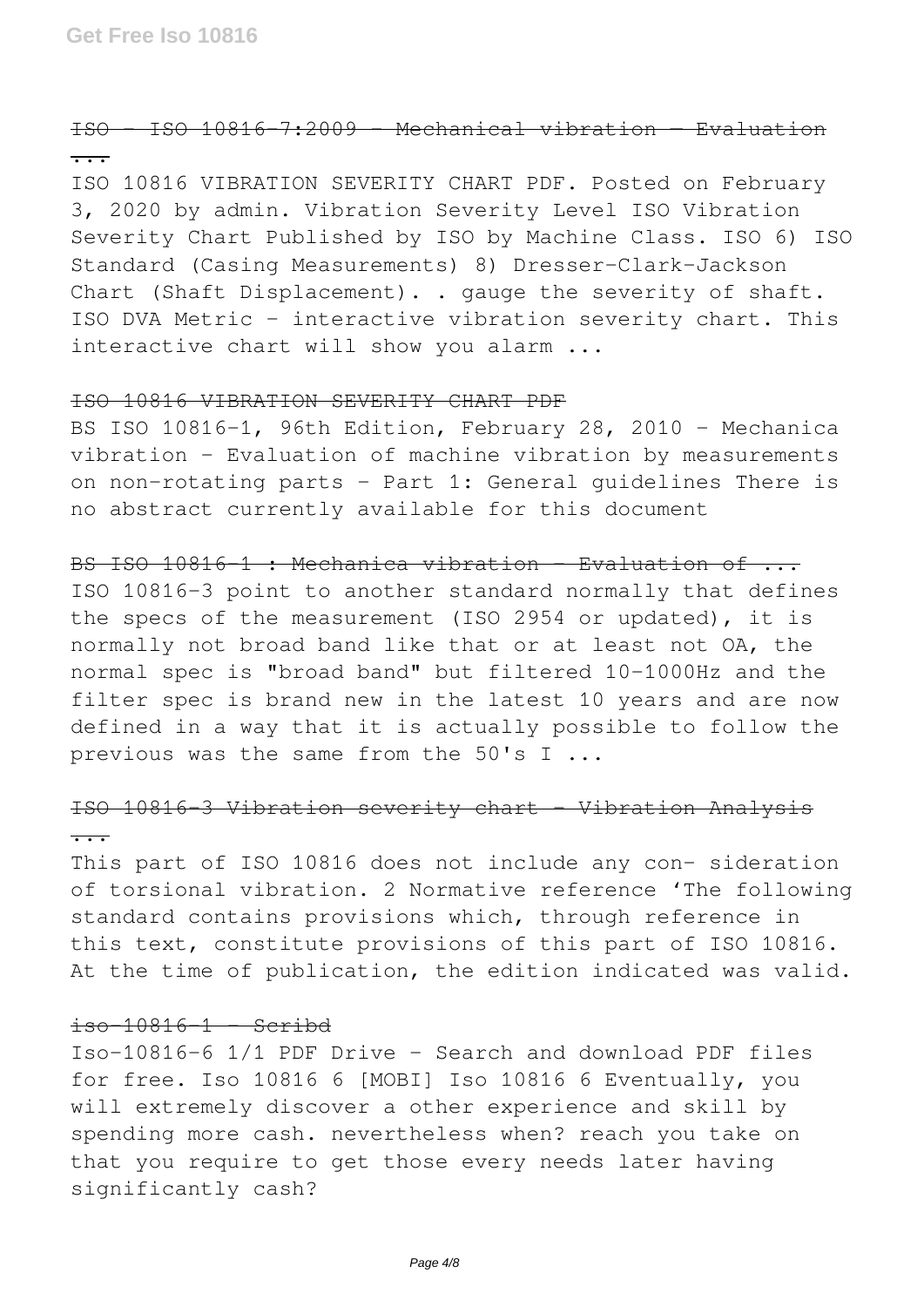## ~~ISO - ISO 10816-7:2009 - Mechanical vibration — Evaluation ...~~

ISO 10816 VIBRATION SEVERITY CHART PDF. Posted on February 3, 2020 by admin. Vibration Severity Level ISO Vibration Severity Chart Published by ISO by Machine Class. ISO 6) ISO Standard (Casing Measurements) 8) Dresser-Clark-Jackson Chart (Shaft Displacement). . gauge the severity of shaft. ISO DVA Metric - interactive vibration severity chart. This interactive chart will show you alarm ...

## ~~ISO 10816 VIBRATION SEVERITY CHART PDF~~

BS ISO 10816-1, 96th Edition, February 28, 2010 - Mechanica vibration - Evaluation of machine vibration by measurements on non-rotating parts - Part 1: General guidelines There is no abstract currently available for this document

## ~~BS ISO 10816-1 : Mechanica vibration - Evaluation of ...~~

ISO 10816-3 point to another standard normally that defines the specs of the measurement (ISO 2954 or updated), it is normally not broad band like that or at least not OA, the normal spec is "broad band" but filtered 10-1000Hz and the filter spec is brand new in the latest 10 years and are now defined in a way that it is actually possible to follow the previous was the same from the 50's I ...

## ~~ISO 10816-3 Vibration severity chart - Vibration Analysis ...~~

This part of ISO 10816 does not include any con- sideration of torsional vibration. 2 Normative reference 'The following standard contains provisions which, through reference in this text, constitute provisions of this part of ISO 10816. At the time of publication, the edition indicated was valid.

## ~~iso-10816-1 - Scribd~~

Iso-10816-6 1/1 PDF Drive - Search and download PDF files for free. Iso 10816 6 [MOBI] Iso 10816 6 Eventually, you will extremely discover a other experience and skill by spending more cash. nevertheless when? reach you take on that you require to get those every needs later having significantly cash?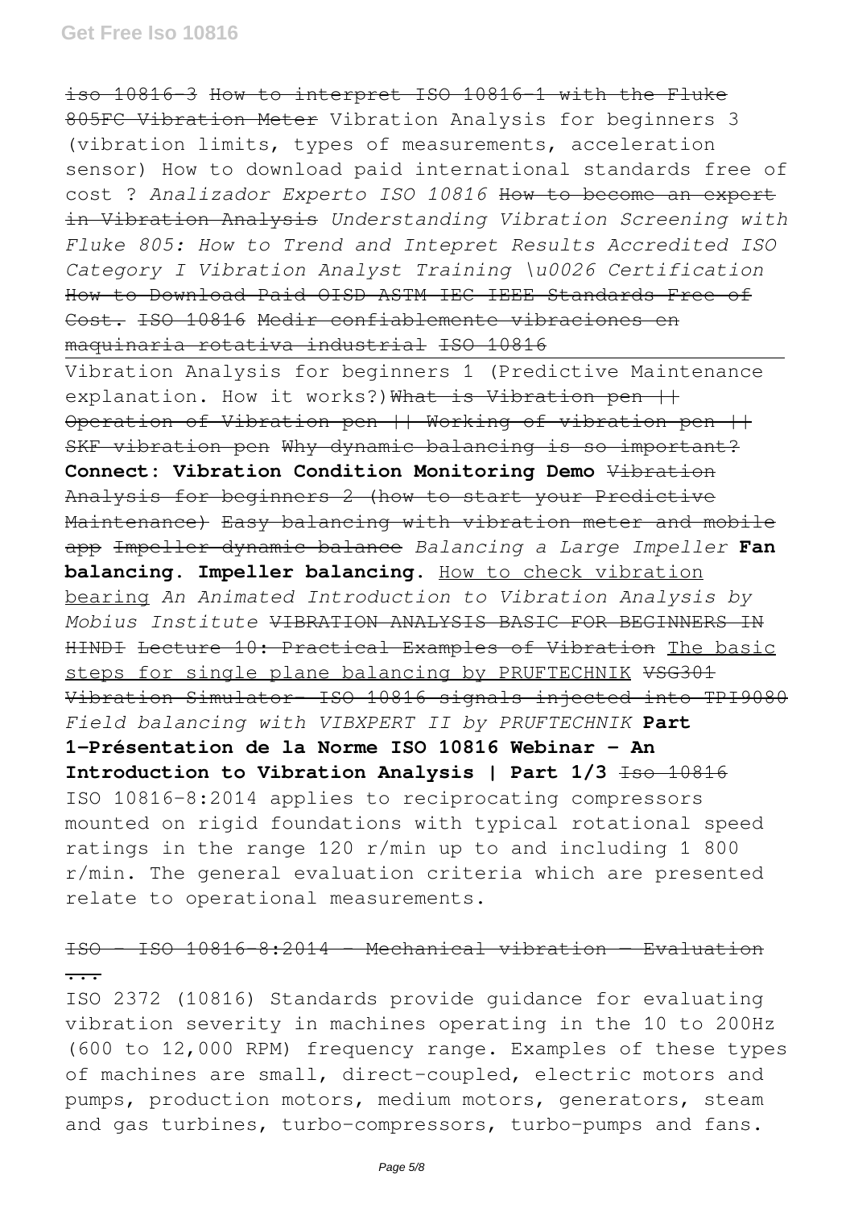~~iso 10816-3~~ ~~How to interpret ISO 10816-1 with the Fluke 805FC Vibration Meter~~ Vibration Analysis for beginners 3 (vibration limits, types of measurements, acceleration sensor) How to download paid international standards free of cost ? *Analizador Experto ISO 10816* ~~How to become an expert in Vibration Analysis~~ *Understanding Vibration Screening with Fluke 805: How to Trend and Intepret Results Accredited ISO Category I Vibration Analyst Training \u0026 Certification* ~~How to Download Paid OISD ASTM IEC IEEE Standards Free of Cost.~~ ~~ISO 10816 Medir confiablemente vibraciones en maquinaria rotativa industrial~~ ~~ISO 10816~~

Vibration Analysis for beginners 1 (Predictive Maintenance explanation. How it works?) ~~What is Vibration pen || Operation of Vibration pen || Working of vibration pen || SKF vibration pen~~ ~~Why dynamic balancing is so important?~~ **Connect: Vibration Condition Monitoring Demo** ~~Vibration Analysis for beginners 2 (how to start your Predictive Maintenance)~~ ~~Easy balancing with vibration meter and mobile app~~ ~~Impeller dynamic balance~~ *Balancing a Large Impeller* **Fan balancing. Impeller balancing.** How to check vibration bearing *An Animated Introduction to Vibration Analysis by Mobius Institute* ~~VIBRATION ANALYSIS BASIC FOR BEGINNERS IN HINDI~~ ~~Lecture 10: Practical Examples of Vibration~~ The basic steps for single plane balancing by PRUFTECHNIK ~~VSG301 Vibration Simulator- ISO 10816 signals injected into TPI9080~~ *Field balancing with VIBXPERT II by PRUFTECHNIK* **Part 1-Présentation de la Norme ISO 10816 Webinar - An Introduction to Vibration Analysis | Part 1/3** ~~Iso 10816~~

ISO 10816-8:2014 applies to reciprocating compressors mounted on rigid foundations with typical rotational speed ratings in the range 120 r/min up to and including 1 800 r/min. The general evaluation criteria which are presented relate to operational measurements.

## ~~ISO - ISO 10816-8:2014 - Mechanical vibration — Evaluation ...~~

ISO 2372 (10816) Standards provide guidance for evaluating vibration severity in machines operating in the 10 to 200Hz (600 to 12,000 RPM) frequency range. Examples of these types of machines are small, direct-coupled, electric motors and pumps, production motors, medium motors, generators, steam and gas turbines, turbo-compressors, turbo-pumps and fans.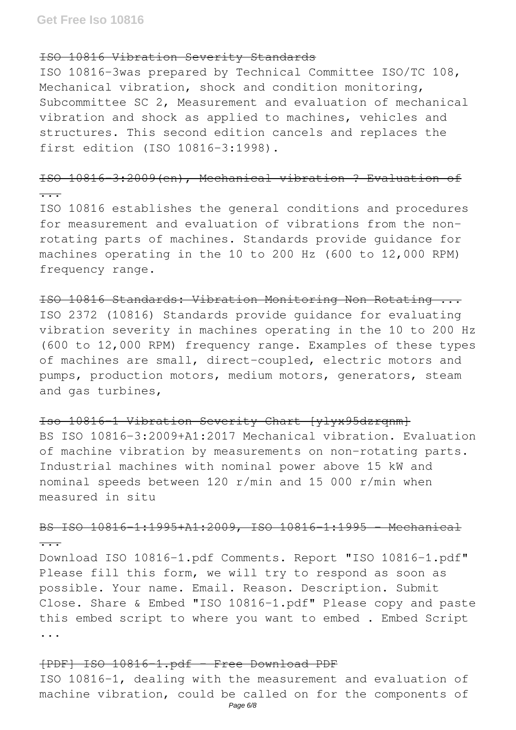## ISO 10816 Vibration Severity Standards

ISO 10816-3was prepared by Technical Committee ISO/TC 108, Mechanical vibration, shock and condition monitoring, Subcommittee SC 2, Measurement and evaluation of mechanical vibration and shock as applied to machines, vehicles and structures. This second edition cancels and replaces the first edition (ISO 10816-3:1998).

## ISO 10816-3:2009(en), Mechanical vibration ? Evaluation of ...

ISO 10816 establishes the general conditions and procedures for measurement and evaluation of vibrations from the non-rotating parts of machines. Standards provide guidance for machines operating in the 10 to 200 Hz (600 to 12,000 RPM) frequency range.

## ISO 10816 Standards: Vibration Monitoring Non Rotating ...

ISO 2372 (10816) Standards provide guidance for evaluating vibration severity in machines operating in the 10 to 200 Hz (600 to 12,000 RPM) frequency range. Examples of these types of machines are small, direct-coupled, electric motors and pumps, production motors, medium motors, generators, steam and gas turbines,

## Iso 10816-1 Vibration Severity Chart [ylyx95dzrqnm]

BS ISO 10816-3:2009+A1:2017 Mechanical vibration. Evaluation of machine vibration by measurements on non-rotating parts. Industrial machines with nominal power above 15 kW and nominal speeds between 120 r/min and 15 000 r/min when measured in situ

## BS ISO 10816-1:1995+A1:2009, ISO 10816-1:1995 - Mechanical ...

Download ISO 10816-1.pdf Comments. Report "ISO 10816-1.pdf" Please fill this form, we will try to respond as soon as possible. Your name. Email. Reason. Description. Submit Close. Share & Embed "ISO 10816-1.pdf" Please copy and paste this embed script to where you want to embed . Embed Script ...

## [PDF] ISO 10816-1.pdf - Free Download PDF

ISO 10816-1, dealing with the measurement and evaluation of machine vibration, could be called on for the components of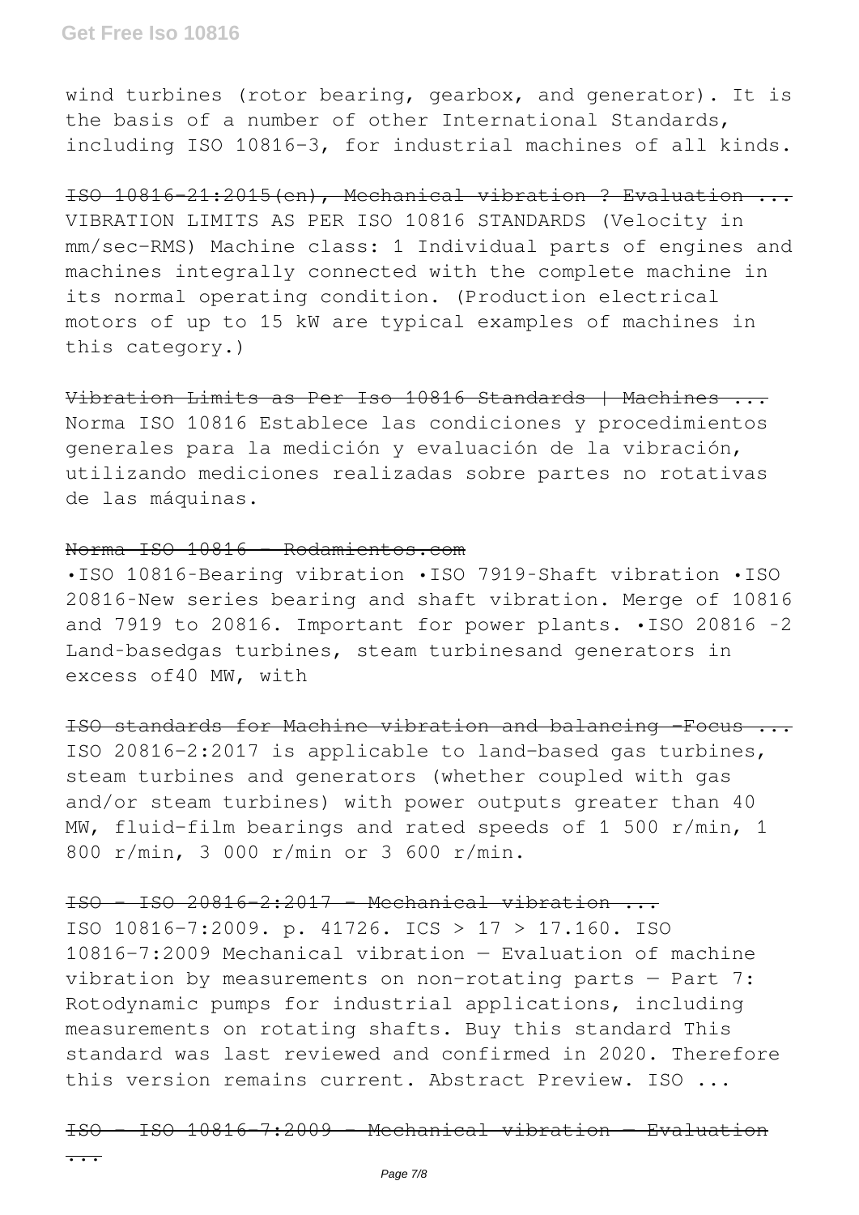wind turbines (rotor bearing, gearbox, and generator). It is the basis of a number of other International Standards, including ISO 10816-3, for industrial machines of all kinds.

~~ISO 10816-21:2015(en), Mechanical vibration ? Evaluation ...~~

VIBRATION LIMITS AS PER ISO 10816 STANDARDS (Velocity in mm/sec-RMS) Machine class: 1 Individual parts of engines and machines integrally connected with the complete machine in its normal operating condition. (Production electrical motors of up to 15 kW are typical examples of machines in this category.)

~~Vibration Limits as Per Iso 10816 Standards | Machines ...~~

Norma ISO 10816 Establece las condiciones y procedimientos generales para la medición y evaluación de la vibración, utilizando mediciones realizadas sobre partes no rotativas de las máquinas.

~~Norma ISO 10816 - Rodamientos.com~~

•ISO 10816-Bearing vibration •ISO 7919-Shaft vibration •ISO 20816-New series bearing and shaft vibration. Merge of 10816 and 7919 to 20816. Important for power plants. •ISO 20816 -2 Land-basedgas turbines, steam turbinesand generators in excess of40 MW, with

~~ISO standards for Machine vibration and balancing -Focus ...~~

ISO 20816-2:2017 is applicable to land-based gas turbines, steam turbines and generators (whether coupled with gas and/or steam turbines) with power outputs greater than 40 MW, fluid-film bearings and rated speeds of 1 500 r/min, 1 800 r/min, 3 000 r/min or 3 600 r/min.

~~ISO - ISO 20816-2:2017 - Mechanical vibration ...~~

ISO 10816-7:2009. p. 41726. ICS > 17 > 17.160. ISO 10816-7:2009 Mechanical vibration — Evaluation of machine vibration by measurements on non-rotating parts — Part 7: Rotodynamic pumps for industrial applications, including measurements on rotating shafts. Buy this standard This standard was last reviewed and confirmed in 2020. Therefore this version remains current. Abstract Preview. ISO ...

~~ISO - ISO 10816-7:2009 - Mechanical vibration — Evaluation ...~~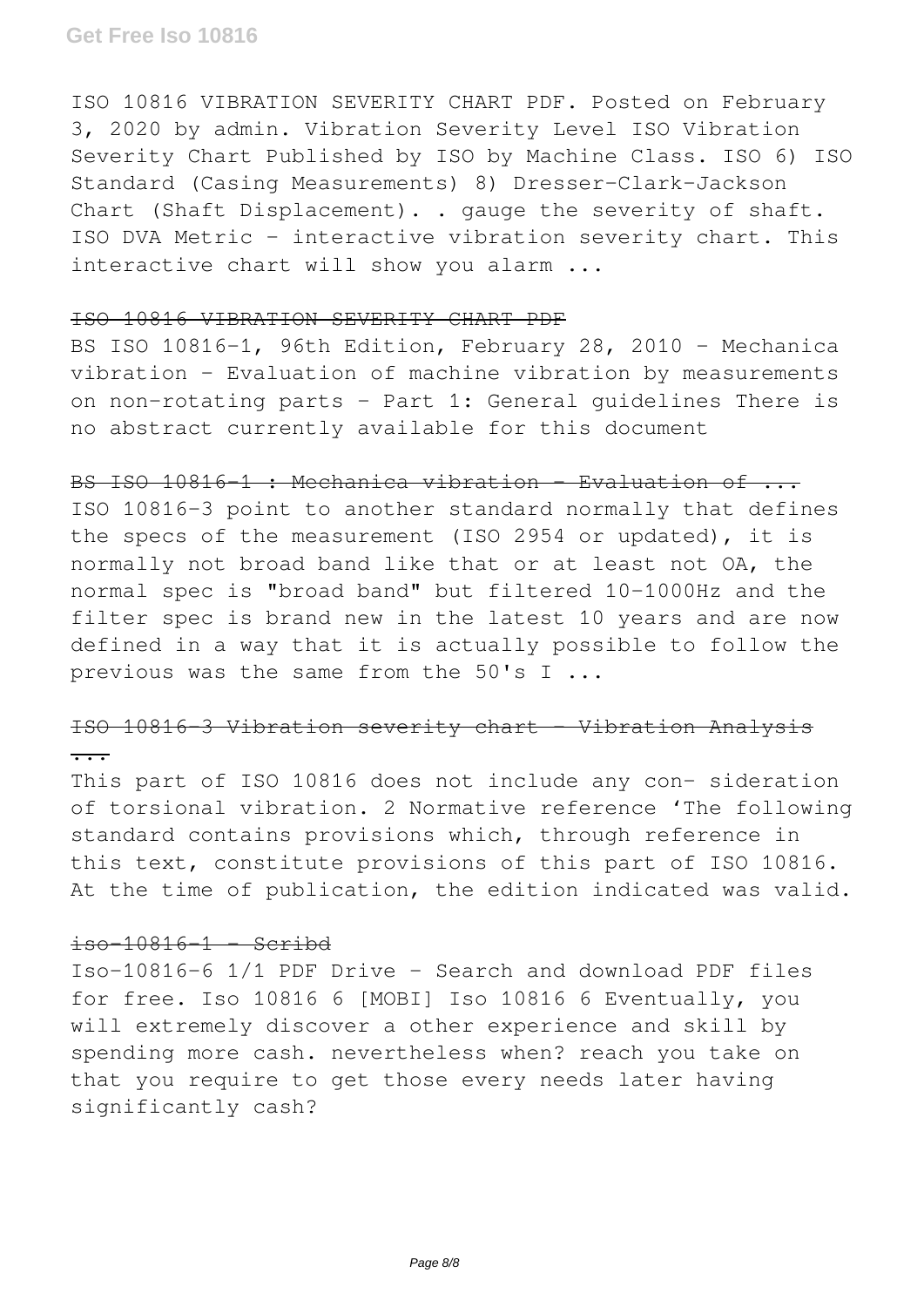ISO 10816 VIBRATION SEVERITY CHART PDF. Posted on February 3, 2020 by admin. Vibration Severity Level ISO Vibration Severity Chart Published by ISO by Machine Class. ISO 6) ISO Standard (Casing Measurements) 8) Dresser-Clark-Jackson Chart (Shaft Displacement). . gauge the severity of shaft. ISO DVA Metric - interactive vibration severity chart. This interactive chart will show you alarm ...

~~ISO 10816 VIBRATION SEVERITY CHART PDF~~

BS ISO 10816-1, 96th Edition, February 28, 2010 - Mechanica vibration - Evaluation of machine vibration by measurements on non-rotating parts - Part 1: General guidelines There is no abstract currently available for this document

~~BS ISO 10816-1 : Mechanica vibration - Evaluation of ...~~

ISO 10816-3 point to another standard normally that defines the specs of the measurement (ISO 2954 or updated), it is normally not broad band like that or at least not OA, the normal spec is "broad band" but filtered 10-1000Hz and the filter spec is brand new in the latest 10 years and are now defined in a way that it is actually possible to follow the previous was the same from the 50's I ...

~~ISO 10816-3 Vibration severity chart - Vibration Analysis ...~~

This part of ISO 10816 does not include any con- sideration of torsional vibration. 2 Normative reference 'The following standard contains provisions which, through reference in this text, constitute provisions of this part of ISO 10816. At the time of publication, the edition indicated was valid.

~~iso-10816-1 - Scribd~~

Iso-10816-6 1/1 PDF Drive - Search and download PDF files for free. Iso 10816 6 [MOBI] Iso 10816 6 Eventually, you will extremely discover a other experience and skill by spending more cash. nevertheless when? reach you take on that you require to get those every needs later having significantly cash?